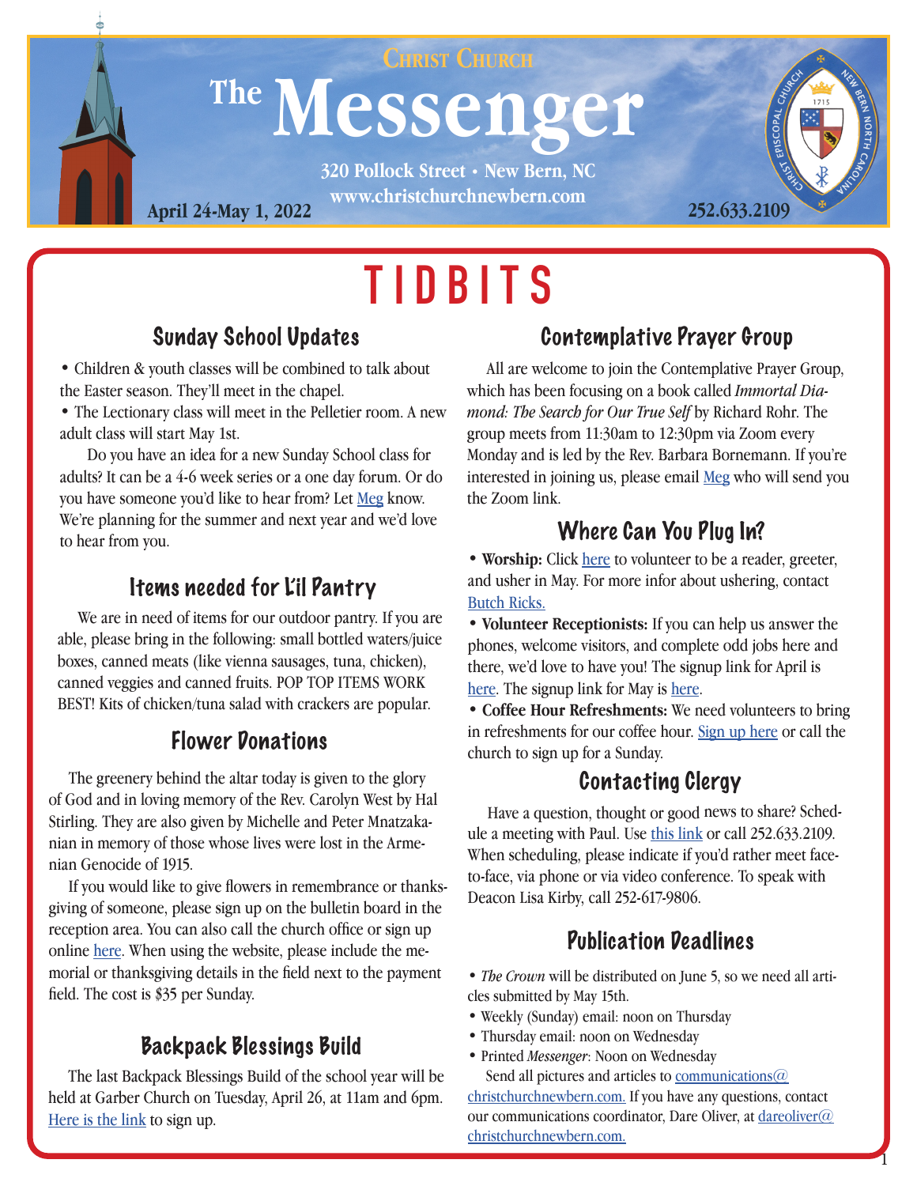# Christ Church The Messenger

320 Pollock Street • New Bern, NC
www.christchurchnewbern.com

April 24-May 1, 2022

252.633.2109

# TIDBITS

## Sunday School Updates

- Children & youth classes will be combined to talk about the Easter season. They'll meet in the chapel.
- The Lectionary class will meet in the Pelletier room. A new adult class will start May 1st.

Do you have an idea for a new Sunday School class for adults? It can be a 4-6 week series or a one day forum. Or do you have someone you'd like to hear from? Let Meg know. We're planning for the summer and next year and we'd love to hear from you.

## Items needed for L'il Pantry

We are in need of items for our outdoor pantry. If you are able, please bring in the following: small bottled waters/juice boxes, canned meats (like vienna sausages, tuna, chicken), canned veggies and canned fruits. POP TOP ITEMS WORK BEST! Kits of chicken/tuna salad with crackers are popular.

## Flower Donations

The greenery behind the altar today is given to the glory of God and in loving memory of the Rev. Carolyn West by Hal Stirling. They are also given by Michelle and Peter Mnatzakanian in memory of those whose lives were lost in the Armenian Genocide of 1915.

If you would like to give flowers in remembrance or thanksgiving of someone, please sign up on the bulletin board in the reception area. You can also call the church office or sign up online here. When using the website, please include the memorial or thanksgiving details in the field next to the payment field. The cost is $35 per Sunday.

## Backpack Blessings Build

The last Backpack Blessings Build of the school year will be held at Garber Church on Tuesday, April 26, at 11am and 6pm. Here is the link to sign up.

## Contemplative Prayer Group

All are welcome to join the Contemplative Prayer Group, which has been focusing on a book called *Immortal Diamond: The Search for Our True Self* by Richard Rohr. The group meets from 11:30am to 12:30pm via Zoom every Monday and is led by the Rev. Barbara Bornemann. If you're interested in joining us, please email Meg who will send you the Zoom link.

## Where Can You Plug In?

- **Worship:** Click here to volunteer to be a reader, greeter, and usher in May. For more infor about ushering, contact Butch Ricks.
- **Volunteer Receptionists:** If you can help us answer the phones, welcome visitors, and complete odd jobs here and there, we'd love to have you! The signup link for April is here. The signup link for May is here.
- **Coffee Hour Refreshments:** We need volunteers to bring in refreshments for our coffee hour. Sign up here or call the church to sign up for a Sunday.

## Contacting Clergy

Have a question, thought or good news to share? Schedule a meeting with Paul. Use this link or call 252.633.2109. When scheduling, please indicate if you'd rather meet face-to-face, via phone or via video conference. To speak with Deacon Lisa Kirby, call 252-617-9806.

## Publication Deadlines

- *The Crown* will be distributed on June 5, so we need all articles submitted by May 15th.
- Weekly (Sunday) email: noon on Thursday
- Thursday email: noon on Wednesday
- Printed *Messenger*: Noon on Wednesday

Send all pictures and articles to communications@christchurchnewbern.com. If you have any questions, contact our communications coordinator, Dare Oliver, at dareoliver@christchurchnewbern.com.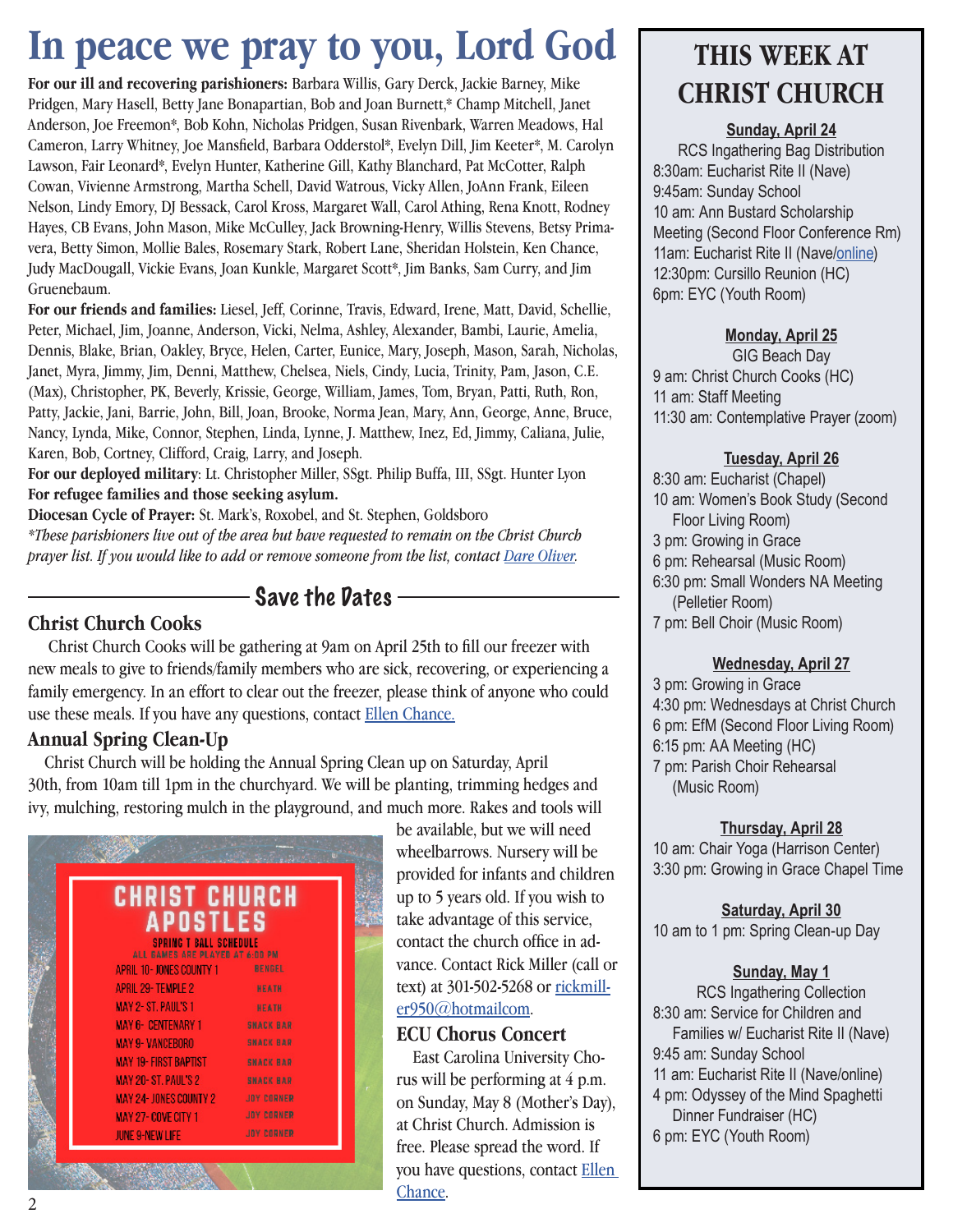# In peace we pray to you, Lord God

**For our ill and recovering parishioners:** Barbara Willis, Gary Derck, Jackie Barney, Mike Pridgen, Mary Hasell, Betty Jane Bonapartian, Bob and Joan Burnett,* Champ Mitchell, Janet Anderson, Joe Freemon*, Bob Kohn, Nicholas Pridgen, Susan Rivenbark, Warren Meadows, Hal Cameron, Larry Whitney, Joe Mansfield, Barbara Odderstol*, Evelyn Dill, Jim Keeter*, M. Carolyn Lawson, Fair Leonard*, Evelyn Hunter, Katherine Gill, Kathy Blanchard, Pat McCotter, Ralph Cowan, Vivienne Armstrong, Martha Schell, David Watrous, Vicky Allen, JoAnn Frank, Eileen Nelson, Lindy Emory, DJ Bessack, Carol Kross, Margaret Wall, Carol Athing, Rena Knott, Rodney Hayes, CB Evans, John Mason, Mike McCulley, Jack Browning-Henry, Willis Stevens, Betsy Primavera, Betty Simon, Mollie Bales, Rosemary Stark, Robert Lane, Sheridan Holstein, Ken Chance, Judy MacDougall, Vickie Evans, Joan Kunkle, Margaret Scott*, Jim Banks, Sam Curry, and Jim Gruenebaum.

**For our friends and families:** Liesel, Jeff, Corinne, Travis, Edward, Irene, Matt, David, Schellie, Peter, Michael, Jim, Joanne, Anderson, Vicki, Nelma, Ashley, Alexander, Bambi, Laurie, Amelia, Dennis, Blake, Brian, Oakley, Bryce, Helen, Carter, Eunice, Mary, Joseph, Mason, Sarah, Nicholas, Janet, Myra, Jimmy, Jim, Denni, Matthew, Chelsea, Niels, Cindy, Lucia, Trinity, Pam, Jason, C.E. (Max), Christopher, PK, Beverly, Krissie, George, William, James, Tom, Bryan, Patti, Ruth, Ron, Patty, Jackie, Jani, Barrie, John, Bill, Joan, Brooke, Norma Jean, Mary, Ann, George, Anne, Bruce, Nancy, Lynda, Mike, Connor, Stephen, Linda, Lynne, J. Matthew, Inez, Ed, Jimmy, Caliana, Julie, Karen, Bob, Cortney, Clifford, Craig, Larry, and Joseph.

**For our deployed military**: Lt. Christopher Miller, SSgt. Philip Buffa, III, SSgt. Hunter Lyon

**For refugee families and those seeking asylum.**

**Diocesan Cycle of Prayer:** St. Mark's, Roxobel, and St. Stephen, Goldsboro

*\*These parishioners live out of the area but have requested to remain on the Christ Church prayer list. If you would like to add or remove someone from the list, contact Dare Oliver.*

## Save the Dates

### Christ Church Cooks

Christ Church Cooks will be gathering at 9am on April 25th to fill our freezer with new meals to give to friends/family members who are sick, recovering, or experiencing a family emergency. In an effort to clear out the freezer, please think of anyone who could use these meals. If you have any questions, contact Ellen Chance.

### Annual Spring Clean-Up

Christ Church will be holding the Annual Spring Clean up on Saturday, April 30th, from 10am till 1pm in the churchyard. We will be planting, trimming hedges and ivy, mulching, restoring mulch in the playground, and much more. Rakes and tools will be available, but we will need wheelbarrows. Nursery will be provided for infants and children up to 5 years old. If you wish to take advantage of this service, contact the church office in advance. Contact Rick Miller (call or text) at 301-502-5268 or rickmiller950@hotmailcom.

**CHRIST CHURCH APOSTLES**

SPRING T BALL SCHEDULE
ALL GAMES ARE PLAYED AT 6:00 PM

| | |
|---|---|
| APRIL 10- JONES COUNTY 1 | BENGEL |
| APRIL 29- TEMPLE 2 | HEATH |
| MAY 2- ST. PAUL'S 1 | HEATH |
| MAY 6- CENTENARY 1 | SNACK BAR |
| MAY 9- VANCEBORO | SNACK BAR |
| MAY 19- FIRST BAPTIST | SNACK BAR |
| MAY 20- ST. PAUL'S 2 | SNACK BAR |
| MAY 24- JONES COUNTY 2 | JOY CORNER |
| MAY 27- COVE CITY 1 | JOY CORNER |
| JUNE 9-NEW LIFE | JOY CORNER |

### ECU Chorus Concert

East Carolina University Chorus will be performing at 4 p.m. on Sunday, May 8 (Mother's Day), at Christ Church. Admission is free. Please spread the word. If you have questions, contact Ellen Chance.

## THIS WEEK AT CHRIST CHURCH

**Sunday, April 24**
RCS Ingathering Bag Distribution
8:30am: Eucharist Rite II (Nave)
9:45am: Sunday School
10 am: Ann Bustard Scholarship Meeting (Second Floor Conference Rm)
11am: Eucharist Rite II (Nave/online)
12:30pm: Cursillo Reunion (HC)
6pm: EYC (Youth Room)

**Monday, April 25**
GIG Beach Day
9 am: Christ Church Cooks (HC)
11 am: Staff Meeting
11:30 am: Contemplative Prayer (zoom)

**Tuesday, April 26**
8:30 am: Eucharist (Chapel)
10 am: Women's Book Study (Second Floor Living Room)
3 pm: Growing in Grace
6 pm: Rehearsal (Music Room)
6:30 pm: Small Wonders NA Meeting (Pelletier Room)
7 pm: Bell Choir (Music Room)

**Wednesday, April 27**
3 pm: Growing in Grace
4:30 pm: Wednesdays at Christ Church
6 pm: EfM (Second Floor Living Room)
6:15 pm: AA Meeting (HC)
7 pm: Parish Choir Rehearsal (Music Room)

**Thursday, April 28**
10 am: Chair Yoga (Harrison Center)
3:30 pm: Growing in Grace Chapel Time

**Saturday, April 30**
10 am to 1 pm: Spring Clean-up Day

**Sunday, May 1**
RCS Ingathering Collection
8:30 am: Service for Children and Families w/ Eucharist Rite II (Nave)
9:45 am: Sunday School
11 am: Eucharist Rite II (Nave/online)
4 pm: Odyssey of the Mind Spaghetti Dinner Fundraiser (HC)
6 pm: EYC (Youth Room)